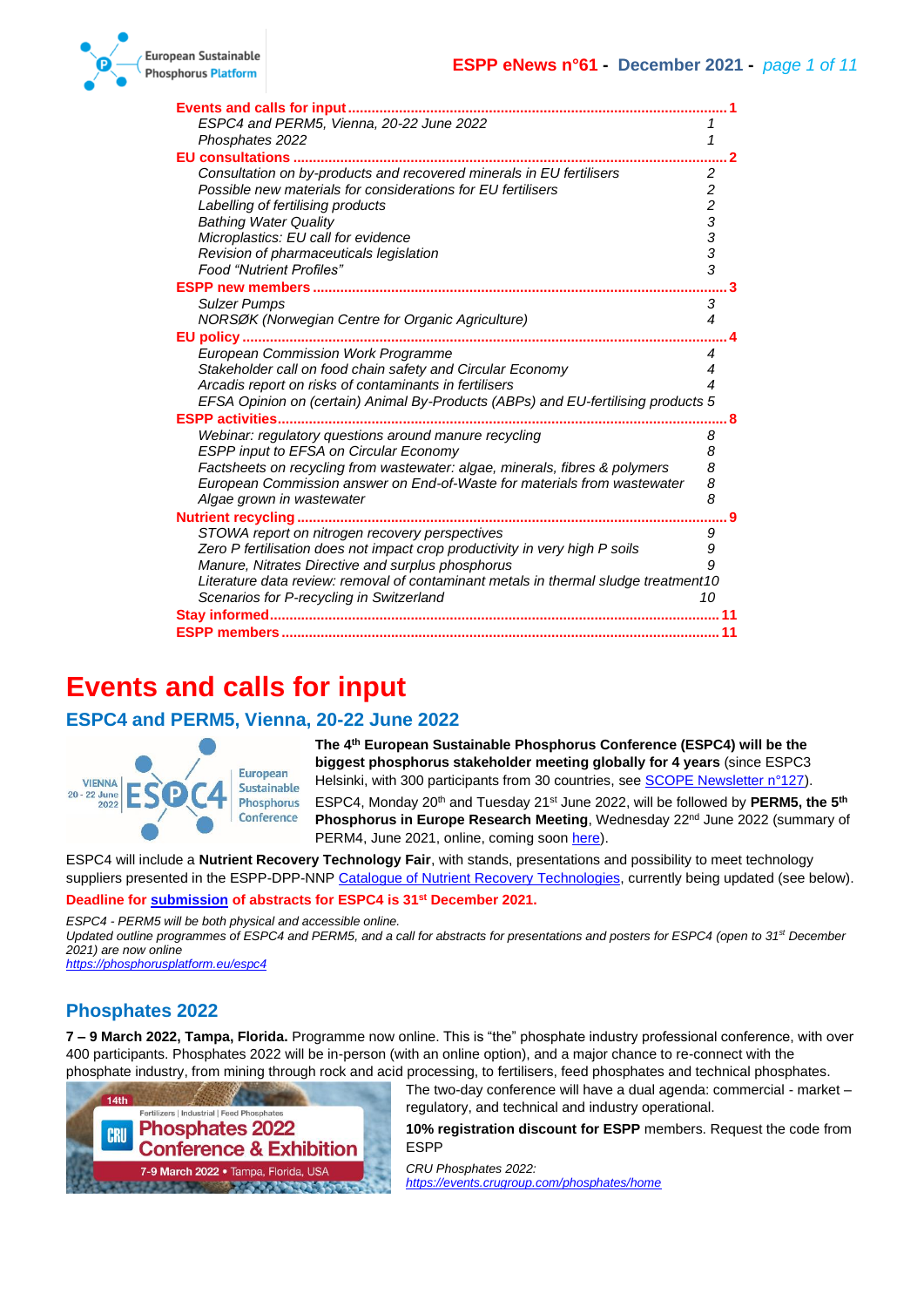- **Events and calls for input** ... 1
  - *ESPC4 and PERM5, Vienna, 20-22 June 2022* ... 1
  - *Phosphates 2022* ... 1
- **EU consultations** ... 2
  - *Consultation on by-products and recovered minerals in EU fertilisers* ... 2
  - *Possible new materials for considerations for EU fertilisers* ... 2
  - *Labelling of fertilising products* ... 2
  - *Bathing Water Quality* ... 3
  - *Microplastics: EU call for evidence* ... 3
  - *Revision of pharmaceuticals legislation* ... 3
  - *Food "Nutrient Profiles"* ... 3
- **ESPP new members** ... 3
  - *Sulzer Pumps* ... 3
  - *NORSØK (Norwegian Centre for Organic Agriculture)* ... 4
- **EU policy** ... 4
  - *European Commission Work Programme* ... 4
  - *Stakeholder call on food chain safety and Circular Economy* ... 4
  - *Arcadis report on risks of contaminants in fertilisers* ... 4
  - *EFSA Opinion on (certain) Animal By-Products (ABPs) and EU-fertilising products* ... 5
- **ESPP activities** ... 8
  - *Webinar: regulatory questions around manure recycling* ... 8
  - *ESPP input to EFSA on Circular Economy* ... 8
  - *Factsheets on recycling from wastewater: algae, minerals, fibres & polymers* ... 8
  - *European Commission answer on End-of-Waste for materials from wastewater* ... 8
  - *Algae grown in wastewater* ... 8
- **Nutrient recycling** ... 9
  - *STOWA report on nitrogen recovery perspectives* ... 9
  - *Zero P fertilisation does not impact crop productivity in very high P soils* ... 9
  - *Manure, Nitrates Directive and surplus phosphorus* ... 9
  - *Literature data review: removal of contaminant metals in thermal sludge treatment* ... 10
  - *Scenarios for P-recycling in Switzerland* ... 10
- **Stay informed** ... 11
- **ESPP members** ... 11

# Events and calls for input

## ESPC4 and PERM5, Vienna, 20-22 June 2022

**The 4th European Sustainable Phosphorus Conference (ESPC4) will be the biggest phosphorus stakeholder meeting globally for 4 years** (since ESPC3 Helsinki, with 300 participants from 30 countries, see SCOPE Newsletter n°127).

ESPC4, Monday 20th and Tuesday 21st June 2022, will be followed by **PERM5, the 5th Phosphorus in Europe Research Meeting**, Wednesday 22nd June 2022 (summary of PERM4, June 2021, online, coming soon here).

ESPC4 will include a **Nutrient Recovery Technology Fair**, with stands, presentations and possibility to meet technology suppliers presented in the ESPP-DPP-NNP Catalogue of Nutrient Recovery Technologies, currently being updated (see below).

**Deadline for submission of abstracts for ESPC4 is 31st December 2021.**

*ESPC4 - PERM5 will be both physical and accessible online.*
*Updated outline programmes of ESPC4 and PERM5, and a call for abstracts for presentations and posters for ESPC4 (open to 31st December 2021) are now online*
*https://phosphorusplatform.eu/espc4*

## Phosphates 2022

**7 – 9 March 2022, Tampa, Florida.** Programme now online. This is "the" phosphate industry professional conference, with over 400 participants. Phosphates 2022 will be in-person (with an online option), and a major chance to re-connect with the phosphate industry, from mining through rock and acid processing, to fertilisers, feed phosphates and technical phosphates.

The two-day conference will have a dual agenda: commercial - market – regulatory, and technical and industry operational.

**10% registration discount for ESPP** members. Request the code from ESPP

*CRU Phosphates 2022:*
*https://events.crugroup.com/phosphates/home*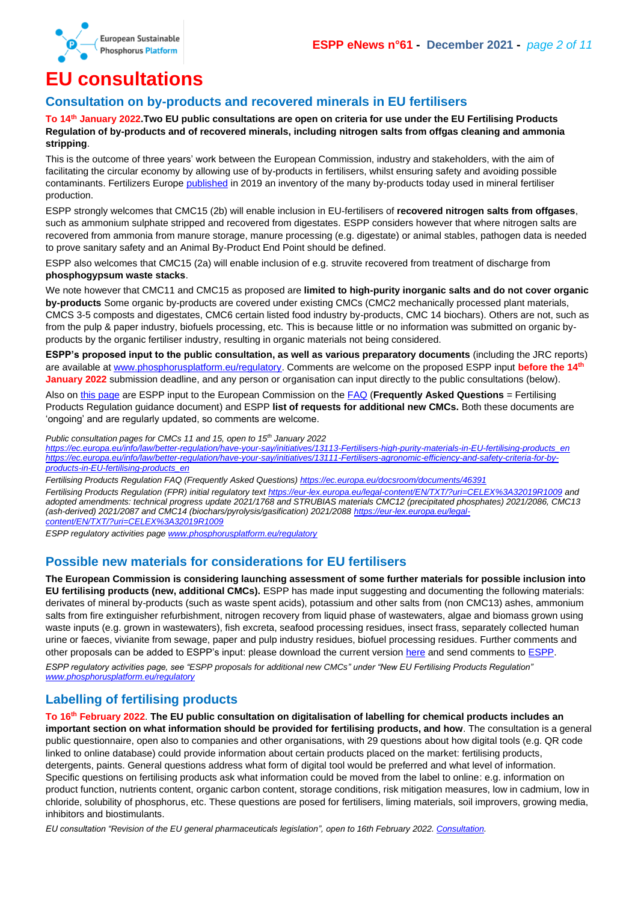# EU consultations

## Consultation on by-products and recovered minerals in EU fertilisers

**To 14th January 2022. Two EU public consultations are open on criteria for use under the EU Fertilising Products Regulation of by-products and of recovered minerals, including nitrogen salts from offgas cleaning and ammonia stripping.**

This is the outcome of three years' work between the European Commission, industry and stakeholders, with the aim of facilitating the circular economy by allowing use of by-products in fertilisers, whilst ensuring safety and avoiding possible contaminants. Fertilizers Europe published in 2019 an inventory of the many by-products today used in mineral fertiliser production.

ESPP strongly welcomes that CMC15 (2b) will enable inclusion in EU-fertilisers of **recovered nitrogen salts from offgases**, such as ammonium sulphate stripped and recovered from digestates. ESPP considers however that where nitrogen salts are recovered from ammonia from manure storage, manure processing (e.g. digestate) or animal stables, pathogen data is needed to prove sanitary safety and an Animal By-Product End Point should be defined.

ESPP also welcomes that CMC15 (2a) will enable inclusion of e.g. struvite recovered from treatment of discharge from **phosphogypsum waste stacks**.

We note however that CMC11 and CMC15 as proposed are **limited to high-purity inorganic salts and do not cover organic by-products** Some organic by-products are covered under existing CMCs (CMC2 mechanically processed plant materials, CMCS 3-5 composts and digestates, CMC6 certain listed food industry by-products, CMC 14 biochars). Others are not, such as from the pulp & paper industry, biofuels processing, etc. This is because little or no information was submitted on organic by-products by the organic fertiliser industry, resulting in organic materials not being considered.

**ESPP's proposed input to the public consultation, as well as various preparatory documents** (including the JRC reports) are available at www.phosphorusplatform.eu/regulatory. Comments are welcome on the proposed ESPP input **before the 14th January 2022** submission deadline, and any person or organisation can input directly to the public consultations (below).

Also on this page are ESPP input to the European Commission on the FAQ (**Frequently Asked Questions** = Fertilising Products Regulation guidance document) and ESPP **list of requests for additional new CMCs.** Both these documents are 'ongoing' and are regularly updated, so comments are welcome.

*Public consultation pages for CMCs 11 and 15, open to 15th January 2022*
*https://ec.europa.eu/info/law/better-regulation/have-your-say/initiatives/13113-Fertilisers-high-purity-materials-in-EU-fertilising-products_en*
*https://ec.europa.eu/info/law/better-regulation/have-your-say/initiatives/13111-Fertilisers-agronomic-efficiency-and-safety-criteria-for-by-products-in-EU-fertilising-products_en*

*Fertilising Products Regulation FAQ (Frequently Asked Questions) https://ec.europa.eu/docsroom/documents/46391*

*Fertilising Products Regulation (FPR) initial regulatory text https://eur-lex.europa.eu/legal-content/EN/TXT/?uri=CELEX%3A32019R1009 and adopted amendments: technical progress update 2021/1768 and STRUBIAS materials CMC12 (precipitated phosphates) 2021/2086, CMC13 (ash-derived) 2021/2087 and CMC14 (biochars/pyrolysis/gasification) 2021/2088 https://eur-lex.europa.eu/legal-content/EN/TXT/?uri=CELEX%3A32019R1009*

*ESPP regulatory activities page www.phosphorusplatform.eu/regulatory*

## Possible new materials for considerations for EU fertilisers

**The European Commission is considering launching assessment of some further materials for possible inclusion into EU fertilising products (new, additional CMCs).** ESPP has made input suggesting and documenting the following materials: derivates of mineral by-products (such as waste spent acids), potassium and other salts from (non CMC13) ashes, ammonium salts from fire extinguisher refurbishment, nitrogen recovery from liquid phase of wastewaters, algae and biomass grown using waste inputs (e.g. grown in wastewaters), fish excreta, seafood processing residues, insect frass, separately collected human urine or faeces, vivianite from sewage, paper and pulp industry residues, biofuel processing residues. Further comments and other proposals can be added to ESPP's input: please download the current version here and send comments to ESPP.

*ESPP regulatory activities page, see "ESPP proposals for additional new CMCs" under "New EU Fertilising Products Regulation" www.phosphorusplatform.eu/regulatory*

## Labelling of fertilising products

**To 16th February 2022. The EU public consultation on digitalisation of labelling for chemical products includes an important section on what information should be provided for fertilising products, and how**. The consultation is a general public questionnaire, open also to companies and other organisations, with 29 questions about how digital tools (e.g. QR code linked to online database) could provide information about certain products placed on the market: fertilising products, detergents, paints. General questions address what form of digital tool would be preferred and what level of information. Specific questions on fertilising products ask what information could be moved from the label to online: e.g. information on product function, nutrients content, organic carbon content, storage conditions, risk mitigation measures, low in cadmium, low in chloride, solubility of phosphorus, etc. These questions are posed for fertilisers, liming materials, soil improvers, growing media, inhibitors and biostimulants.

*EU consultation "Revision of the EU general pharmaceuticals legislation", open to 16th February 2022. Consultation.*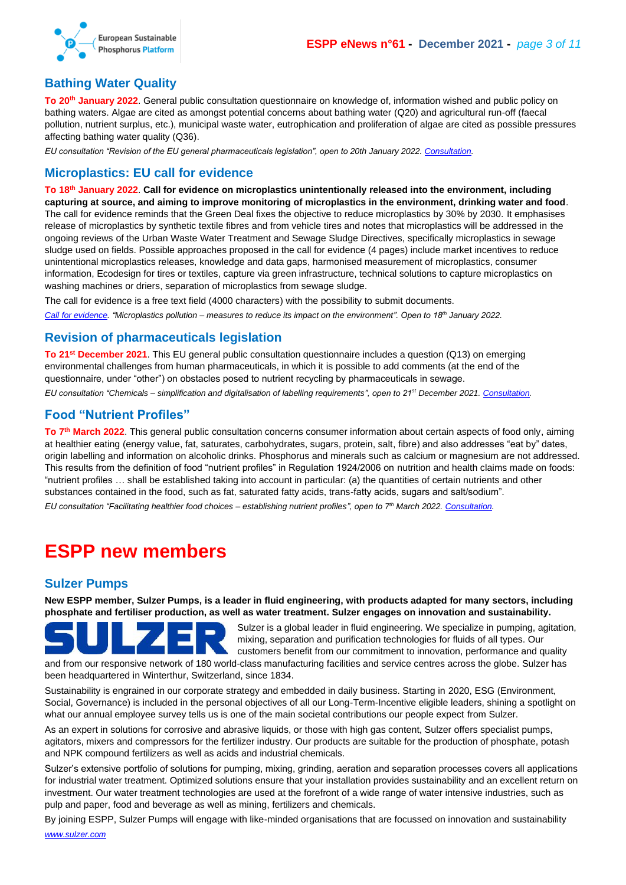## Bathing Water Quality

**To 20th January 2022**. General public consultation questionnaire on knowledge of, information wished and public policy on bathing waters. Algae are cited as amongst potential concerns about bathing water (Q20) and agricultural run-off (faecal pollution, nutrient surplus, etc.), municipal waste water, eutrophication and proliferation of algae are cited as possible pressures affecting bathing water quality (Q36).

*EU consultation "Revision of the EU general pharmaceuticals legislation", open to 20th January 2022. Consultation.*

## Microplastics: EU call for evidence

**To 18th January 2022**. **Call for evidence on microplastics unintentionally released into the environment, including capturing at source, and aiming to improve monitoring of microplastics in the environment, drinking water and food**. The call for evidence reminds that the Green Deal fixes the objective to reduce microplastics by 30% by 2030. It emphasises release of microplastics by synthetic textile fibres and from vehicle tires and notes that microplastics will be addressed in the ongoing reviews of the Urban Waste Water Treatment and Sewage Sludge Directives, specifically microplastics in sewage sludge used on fields. Possible approaches proposed in the call for evidence (4 pages) include market incentives to reduce unintentional microplastics releases, knowledge and data gaps, harmonised measurement of microplastics, consumer information, Ecodesign for tires or textiles, capture via green infrastructure, technical solutions to capture microplastics on washing machines or driers, separation of microplastics from sewage sludge.

The call for evidence is a free text field (4000 characters) with the possibility to submit documents.

*Call for evidence. "Microplastics pollution – measures to reduce its impact on the environment". Open to 18th January 2022.*

## Revision of pharmaceuticals legislation

**To 21st December 2021**. This EU general public consultation questionnaire includes a question (Q13) on emerging environmental challenges from human pharmaceuticals, in which it is possible to add comments (at the end of the questionnaire, under "other") on obstacles posed to nutrient recycling by pharmaceuticals in sewage.

*EU consultation "Chemicals – simplification and digitalisation of labelling requirements", open to 21st December 2021. Consultation.*

## Food "Nutrient Profiles"

**To 7th March 2022**. This general public consultation concerns consumer information about certain aspects of food only, aiming at healthier eating (energy value, fat, saturates, carbohydrates, sugars, protein, salt, fibre) and also addresses "eat by" dates, origin labelling and information on alcoholic drinks. Phosphorus and minerals such as calcium or magnesium are not addressed. This results from the definition of food "nutrient profiles" in Regulation 1924/2006 on nutrition and health claims made on foods: "nutrient profiles … shall be established taking into account in particular: (a) the quantities of certain nutrients and other substances contained in the food, such as fat, saturated fatty acids, trans-fatty acids, sugars and salt/sodium".

*EU consultation "Facilitating healthier food choices – establishing nutrient profiles", open to 7th March 2022. Consultation.*

# ESPP new members

## Sulzer Pumps

**New ESPP member, Sulzer Pumps, is a leader in fluid engineering, with products adapted for many sectors, including phosphate and fertiliser production, as well as water treatment. Sulzer engages on innovation and sustainability.**

SULZER

Sulzer is a global leader in fluid engineering. We specialize in pumping, agitation, mixing, separation and purification technologies for fluids of all types. Our customers benefit from our commitment to innovation, performance and quality and from our responsive network of 180 world-class manufacturing facilities and service centres across the globe. Sulzer has been headquartered in Winterthur, Switzerland, since 1834.

Sustainability is engrained in our corporate strategy and embedded in daily business. Starting in 2020, ESG (Environment, Social, Governance) is included in the personal objectives of all our Long-Term-Incentive eligible leaders, shining a spotlight on what our annual employee survey tells us is one of the main societal contributions our people expect from Sulzer.

As an expert in solutions for corrosive and abrasive liquids, or those with high gas content, Sulzer offers specialist pumps, agitators, mixers and compressors for the fertilizer industry. Our products are suitable for the production of phosphate, potash and NPK compound fertilizers as well as acids and industrial chemicals.

Sulzer's extensive portfolio of solutions for pumping, mixing, grinding, aeration and separation processes covers all applications for industrial water treatment. Optimized solutions ensure that your installation provides sustainability and an excellent return on investment. Our water treatment technologies are used at the forefront of a wide range of water intensive industries, such as pulp and paper, food and beverage as well as mining, fertilizers and chemicals.

By joining ESPP, Sulzer Pumps will engage with like-minded organisations that are focussed on innovation and sustainability

*www.sulzer.com*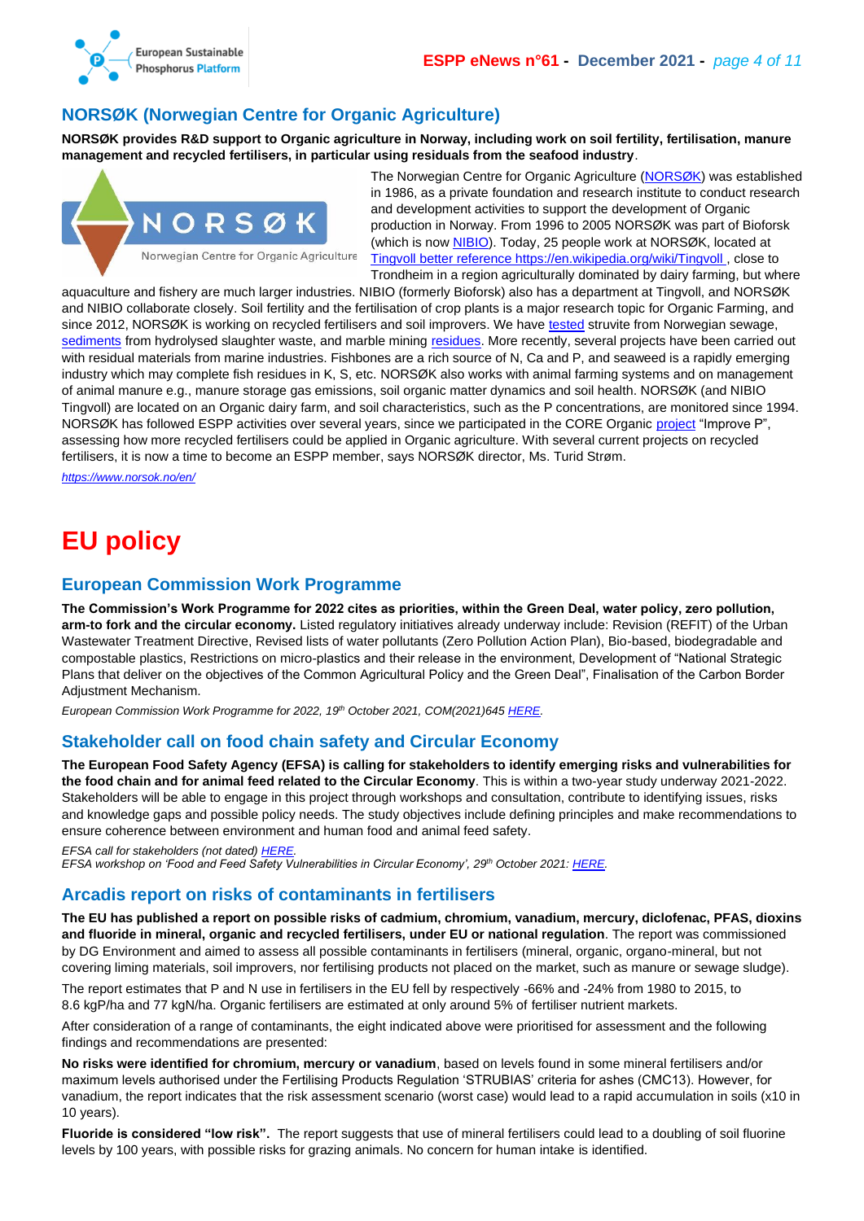## NORSØK (Norwegian Centre for Organic Agriculture)

**NORSØK provides R&D support to Organic agriculture in Norway, including work on soil fertility, fertilisation, manure management and recycled fertilisers, in particular using residuals from the seafood industry**.

The Norwegian Centre for Organic Agriculture (NORSØK) was established in 1986, as a private foundation and research institute to conduct research and development activities to support the development of Organic production in Norway. From 1996 to 2005 NORSØK was part of Bioforsk (which is now NIBIO). Today, 25 people work at NORSØK, located at Tingvoll better reference https://en.wikipedia.org/wiki/Tingvoll , close to Trondheim in a region agriculturally dominated by dairy farming, but where aquaculture and fishery are much larger industries. NIBIO (formerly Bioforsk) also has a department at Tingvoll, and NORSØK and NIBIO collaborate closely. Soil fertility and the fertilisation of crop plants is a major research topic for Organic Farming, and since 2012, NORSØK is working on recycled fertilisers and soil improvers. We have tested struvite from Norwegian sewage, sediments from hydrolysed slaughter waste, and marble mining residues. More recently, several projects have been carried out with residual materials from marine industries. Fishbones are a rich source of N, Ca and P, and seaweed is a rapidly emerging industry which may complete fish residues in K, S, etc. NORSØK also works with animal farming systems and on management of animal manure e.g., manure storage gas emissions, soil organic matter dynamics and soil health. NORSØK (and NIBIO Tingvoll) are located on an Organic dairy farm, and soil characteristics, such as the P concentrations, are monitored since 1994. NORSØK has followed ESPP activities over several years, since we participated in the CORE Organic project "Improve P", assessing how more recycled fertilisers could be applied in Organic agriculture. With several current projects on recycled fertilisers, it is now a time to become an ESPP member, says NORSØK director, Ms. Turid Strøm.

*https://www.norsok.no/en/*

# EU policy

## European Commission Work Programme

**The Commission's Work Programme for 2022 cites as priorities, within the Green Deal, water policy, zero pollution, arm-to fork and the circular economy.** Listed regulatory initiatives already underway include: Revision (REFIT) of the Urban Wastewater Treatment Directive, Revised lists of water pollutants (Zero Pollution Action Plan), Bio-based, biodegradable and compostable plastics, Restrictions on micro-plastics and their release in the environment, Development of "National Strategic Plans that deliver on the objectives of the Common Agricultural Policy and the Green Deal", Finalisation of the Carbon Border Adjustment Mechanism.

*European Commission Work Programme for 2022, 19th October 2021, COM(2021)645 HERE.*

## Stakeholder call on food chain safety and Circular Economy

**The European Food Safety Agency (EFSA) is calling for stakeholders to identify emerging risks and vulnerabilities for the food chain and for animal feed related to the Circular Economy**. This is within a two-year study underway 2021-2022. Stakeholders will be able to engage in this project through workshops and consultation, contribute to identifying issues, risks and knowledge gaps and possible policy needs. The study objectives include defining principles and make recommendations to ensure coherence between environment and human food and animal feed safety.

*EFSA call for stakeholders (not dated) HERE.*
*EFSA workshop on 'Food and Feed Safety Vulnerabilities in Circular Economy', 29th October 2021: HERE.*

## Arcadis report on risks of contaminants in fertilisers

**The EU has published a report on possible risks of cadmium, chromium, vanadium, mercury, diclofenac, PFAS, dioxins and fluoride in mineral, organic and recycled fertilisers, under EU or national regulation**. The report was commissioned by DG Environment and aimed to assess all possible contaminants in fertilisers (mineral, organic, organo-mineral, but not covering liming materials, soil improvers, nor fertilising products not placed on the market, such as manure or sewage sludge).

The report estimates that P and N use in fertilisers in the EU fell by respectively -66% and -24% from 1980 to 2015, to 8.6 kgP/ha and 77 kgN/ha. Organic fertilisers are estimated at only around 5% of fertiliser nutrient markets.

After consideration of a range of contaminants, the eight indicated above were prioritised for assessment and the following findings and recommendations are presented:

**No risks were identified for chromium, mercury or vanadium**, based on levels found in some mineral fertilisers and/or maximum levels authorised under the Fertilising Products Regulation 'STRUBIAS' criteria for ashes (CMC13). However, for vanadium, the report indicates that the risk assessment scenario (worst case) would lead to a rapid accumulation in soils (x10 in 10 years).

**Fluoride is considered "low risk"**. The report suggests that use of mineral fertilisers could lead to a doubling of soil fluorine levels by 100 years, with possible risks for grazing animals. No concern for human intake is identified.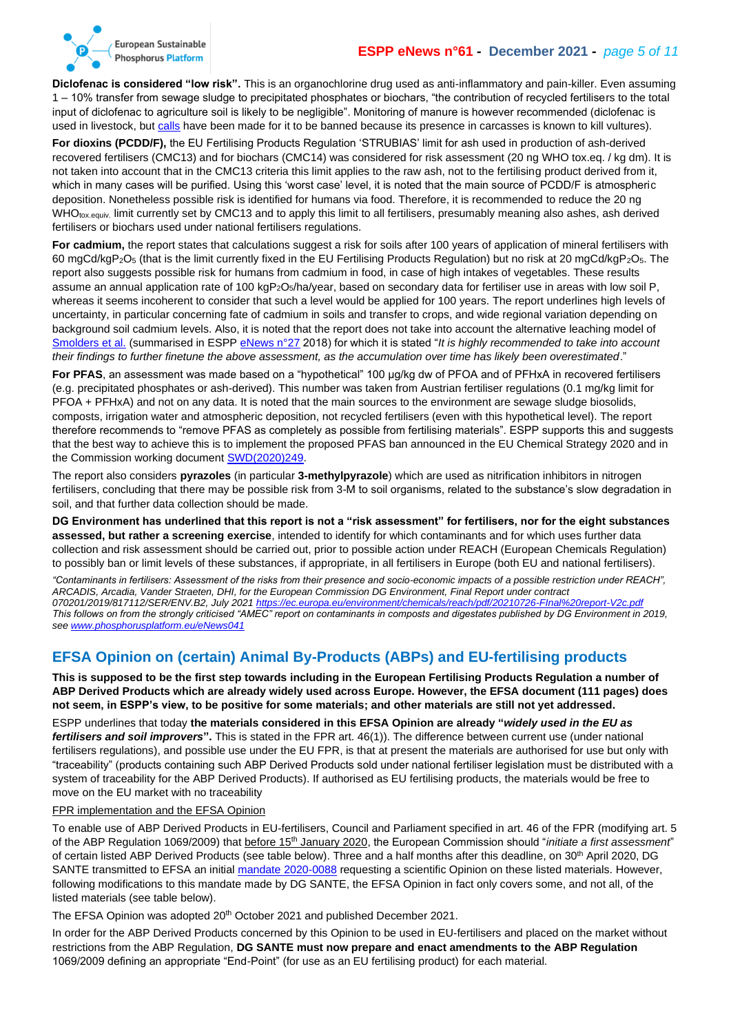**Diclofenac is considered "low risk".** This is an organochlorine drug used as anti-inflammatory and pain-killer. Even assuming 1 – 10% transfer from sewage sludge to precipitated phosphates or biochars, "the contribution of recycled fertilisers to the total input of diclofenac to agriculture soil is likely to be negligible". Monitoring of manure is however recommended (diclofenac is used in livestock, but calls have been made for it to be banned because its presence in carcasses is known to kill vultures).

**For dioxins (PCDD/F),** the EU Fertilising Products Regulation 'STRUBIAS' limit for ash used in production of ash-derived recovered fertilisers (CMC13) and for biochars (CMC14) was considered for risk assessment (20 ng WHO tox.eq. / kg dm). It is not taken into account that in the CMC13 criteria this limit applies to the raw ash, not to the fertilising product derived from it, which in many cases will be purified. Using this 'worst case' level, it is noted that the main source of PCDD/F is atmospheric deposition. Nonetheless possible risk is identified for humans via food. Therefore, it is recommended to reduce the 20 ng $WHO_{tox.equiv.}$ limit currently set by CMC13 and to apply this limit to all fertilisers, presumably meaning also ashes, ash derived fertilisers or biochars used under national fertilisers regulations.

**For cadmium,** the report states that calculations suggest a risk for soils after 100 years of application of mineral fertilisers with 60 $mgCd/kgP_2O_5$ (that is the limit currently fixed in the EU Fertilising Products Regulation) but no risk at 20 $mgCd/kgP_2O_5$. The report also suggests possible risk for humans from cadmium in food, in case of high intakes of vegetables. These results assume an annual application rate of 100 $kgP_2O_5$/ha/year, based on secondary data for fertiliser use in areas with low soil P, whereas it seems incoherent to consider that such a level would be applied for 100 years. The report underlines high levels of uncertainty, in particular concerning fate of cadmium in soils and transfer to crops, and wide regional variation depending on background soil cadmium levels. Also, it is noted that the report does not take into account the alternative leaching model of Smolders et al. (summarised in ESPP eNews n°27 2018) for which it is stated "*It is highly recommended to take into account their findings to further finetune the above assessment, as the accumulation over time has likely been overestimated*."

**For PFAS**, an assessment was made based on a "hypothetical" 100 µg/kg dw of PFOA and of PFHxA in recovered fertilisers (e.g. precipitated phosphates or ash-derived). This number was taken from Austrian fertiliser regulations (0.1 mg/kg limit for PFOA + PFHxA) and not on any data. It is noted that the main sources to the environment are sewage sludge biosolids, composts, irrigation water and atmospheric deposition, not recycled fertilisers (even with this hypothetical level). The report therefore recommends to "remove PFAS as completely as possible from fertilising materials". ESPP supports this and suggests that the best way to achieve this is to implement the proposed PFAS ban announced in the EU Chemical Strategy 2020 and in the Commission working document SWD(2020)249.

The report also considers **pyrazoles** (in particular **3-methylpyrazole**) which are used as nitrification inhibitors in nitrogen fertilisers, concluding that there may be possible risk from 3-M to soil organisms, related to the substance's slow degradation in soil, and that further data collection should be made.

**DG Environment has underlined that this report is not a "risk assessment" for fertilisers, nor for the eight substances assessed, but rather a screening exercise**, intended to identify for which contaminants and for which uses further data collection and risk assessment should be carried out, prior to possible action under REACH (European Chemicals Regulation) to possibly ban or limit levels of these substances, if appropriate, in all fertilisers in Europe (both EU and national fertilisers).

*"Contaminants in fertilisers: Assessment of the risks from their presence and socio-economic impacts of a possible restriction under REACH", ARCADIS, Arcadia, Vander Straeten, DHI, for the European Commission DG Environment, Final Report under contract 070201/2019/817112/SER/ENV.B2, July 2021 https://ec.europa.eu/environment/chemicals/reach/pdf/20210726-FInal%20report-V2c.pdf*
*This follows on from the strongly criticised "AMEC" report on contaminants in composts and digestates published by DG Environment in 2019, see www.phosphorusplatform.eu/eNews041*

## EFSA Opinion on (certain) Animal By-Products (ABPs) and EU-fertilising products

**This is supposed to be the first step towards including in the European Fertilising Products Regulation a number of ABP Derived Products which are already widely used across Europe. However, the EFSA document (111 pages) does not seem, in ESPP's view, to be positive for some materials; and other materials are still not yet addressed.**

ESPP underlines that today **the materials considered in this EFSA Opinion are already "*widely used in the EU as fertilisers and soil improvers*".** This is stated in the FPR art. 46(1)). The difference between current use (under national fertilisers regulations), and possible use under the EU FPR, is that at present the materials are authorised for use but only with "traceability" (products containing such ABP Derived Products sold under national fertiliser legislation must be distributed with a system of traceability for the ABP Derived Products). If authorised as EU fertilising products, the materials would be free to move on the EU market with no traceability

FPR implementation and the EFSA Opinion

To enable use of ABP Derived Products in EU-fertilisers, Council and Parliament specified in art. 46 of the FPR (modifying art. 5 of the ABP Regulation 1069/2009) that before 15th January 2020, the European Commission should "*initiate a first assessment*" of certain listed ABP Derived Products (see table below). Three and a half months after this deadline, on 30th April 2020, DG SANTE transmitted to EFSA an initial mandate 2020-0088 requesting a scientific Opinion on these listed materials. However, following modifications to this mandate made by DG SANTE, the EFSA Opinion in fact only covers some, and not all, of the listed materials (see table below).

The EFSA Opinion was adopted 20th October 2021 and published December 2021.

In order for the ABP Derived Products concerned by this Opinion to be used in EU-fertilisers and placed on the market without restrictions from the ABP Regulation, **DG SANTE must now prepare and enact amendments to the ABP Regulation** 1069/2009 defining an appropriate "End-Point" (for use as an EU fertilising product) for each material.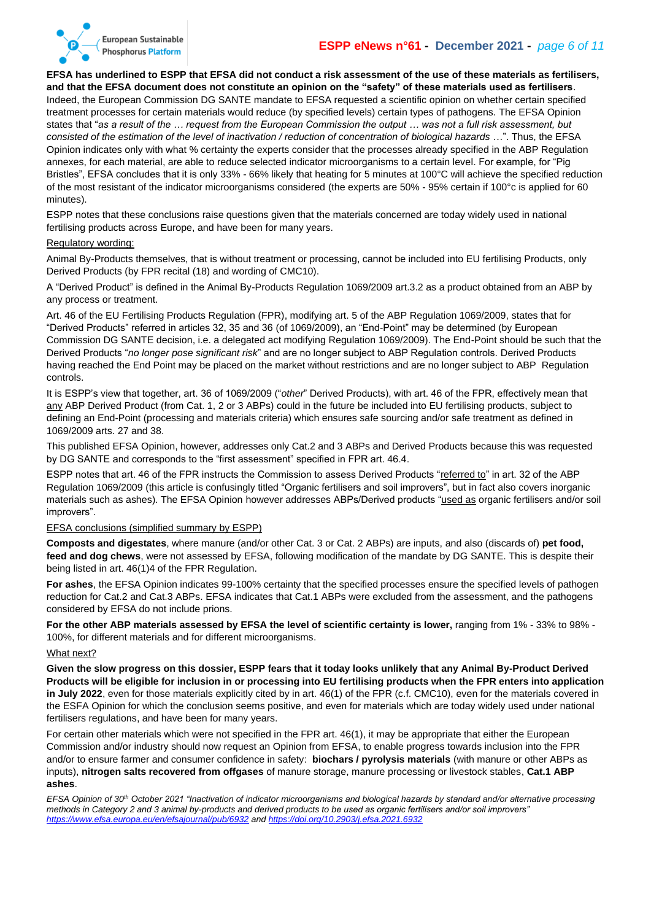**EFSA has underlined to ESPP that EFSA did not conduct a risk assessment of the use of these materials as fertilisers, and that the EFSA document does not constitute an opinion on the "safety" of these materials used as fertilisers**. Indeed, the European Commission DG SANTE mandate to EFSA requested a scientific opinion on whether certain specified treatment processes for certain materials would reduce (by specified levels) certain types of pathogens. The EFSA Opinion states that "*as a result of the … request from the European Commission the output … was not a full risk assessment, but consisted of the estimation of the level of inactivation / reduction of concentration of biological hazards* …". Thus, the EFSA Opinion indicates only with what % certainty the experts consider that the processes already specified in the ABP Regulation annexes, for each material, are able to reduce selected indicator microorganisms to a certain level. For example, for "Pig Bristles", EFSA concludes that it is only 33% - 66% likely that heating for 5 minutes at 100°C will achieve the specified reduction of the most resistant of the indicator microorganisms considered (the experts are 50% - 95% certain if 100°c is applied for 60 minutes).

ESPP notes that these conclusions raise questions given that the materials concerned are today widely used in national fertilising products across Europe, and have been for many years.

Regulatory wording:

Animal By-Products themselves, that is without treatment or processing, cannot be included into EU fertilising Products, only Derived Products (by FPR recital (18) and wording of CMC10).

A "Derived Product" is defined in the Animal By-Products Regulation 1069/2009 art.3.2 as a product obtained from an ABP by any process or treatment.

Art. 46 of the EU Fertilising Products Regulation (FPR), modifying art. 5 of the ABP Regulation 1069/2009, states that for "Derived Products" referred in articles 32, 35 and 36 (of 1069/2009), an "End-Point" may be determined (by European Commission DG SANTE decision, i.e. a delegated act modifying Regulation 1069/2009). The End-Point should be such that the Derived Products "*no longer pose significant risk*" and are no longer subject to ABP Regulation controls. Derived Products having reached the End Point may be placed on the market without restrictions and are no longer subject to ABP Regulation controls.

It is ESPP's view that together, art. 36 of 1069/2009 ("*other*" Derived Products), with art. 46 of the FPR, effectively mean that any ABP Derived Product (from Cat. 1, 2 or 3 ABPs) could in the future be included into EU fertilising products, subject to defining an End-Point (processing and materials criteria) which ensures safe sourcing and/or safe treatment as defined in 1069/2009 arts. 27 and 38.

This published EFSA Opinion, however, addresses only Cat.2 and 3 ABPs and Derived Products because this was requested by DG SANTE and corresponds to the "first assessment" specified in FPR art. 46.4.

ESPP notes that art. 46 of the FPR instructs the Commission to assess Derived Products "referred to" in art. 32 of the ABP Regulation 1069/2009 (this article is confusingly titled "Organic fertilisers and soil improvers", but in fact also covers inorganic materials such as ashes). The EFSA Opinion however addresses ABPs/Derived products "used as organic fertilisers and/or soil improvers".

EFSA conclusions (simplified summary by ESPP)

**Composts and digestates**, where manure (and/or other Cat. 3 or Cat. 2 ABPs) are inputs, and also (discards of) **pet food, feed and dog chews**, were not assessed by EFSA, following modification of the mandate by DG SANTE. This is despite their being listed in art. 46(1)4 of the FPR Regulation.

**For ashes**, the EFSA Opinion indicates 99-100% certainty that the specified processes ensure the specified levels of pathogen reduction for Cat.2 and Cat.3 ABPs. EFSA indicates that Cat.1 ABPs were excluded from the assessment, and the pathogens considered by EFSA do not include prions.

**For the other ABP materials assessed by EFSA the level of scientific certainty is lower,** ranging from 1% - 33% to 98% - 100%, for different materials and for different microorganisms.

What next?

**Given the slow progress on this dossier, ESPP fears that it today looks unlikely that any Animal By-Product Derived Products will be eligible for inclusion in or processing into EU fertilising products when the FPR enters into application in July 2022**, even for those materials explicitly cited by in art. 46(1) of the FPR (c.f. CMC10), even for the materials covered in the ESFA Opinion for which the conclusion seems positive, and even for materials which are today widely used under national fertilisers regulations, and have been for many years.

For certain other materials which were not specified in the FPR art. 46(1), it may be appropriate that either the European Commission and/or industry should now request an Opinion from EFSA, to enable progress towards inclusion into the FPR and/or to ensure farmer and consumer confidence in safety: **biochars / pyrolysis materials** (with manure or other ABPs as inputs), **nitrogen salts recovered from offgases** of manure storage, manure processing or livestock stables, **Cat.1 ABP ashes**.

*EFSA Opinion of 30th October 2021 "Inactivation of indicator microorganisms and biological hazards by standard and/or alternative processing methods in Category 2 and 3 animal by-products and derived products to be used as organic fertilisers and/or soil improvers" https://www.efsa.europa.eu/en/efsajournal/pub/6932 and https://doi.org/10.2903/j.efsa.2021.6932*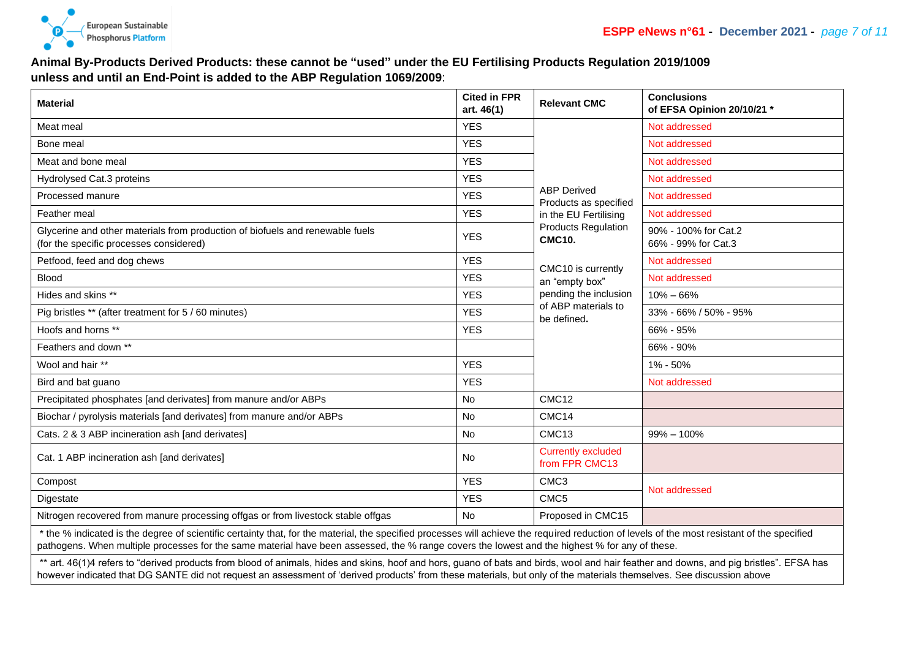**Animal By-Products Derived Products: these cannot be "used" under the EU Fertilising Products Regulation 2019/1009 unless and until an End-Point is added to the ABP Regulation 1069/2009**:

| Material | Cited in FPR art. 46(1) | Relevant CMC | Conclusions of EFSA Opinion 20/10/21 * |
|---|---|---|---|
| Meat meal | YES | ABP Derived Products as specified in the EU Fertilising Products Regulation **CMC10.** CMC10 is currently an "empty box" pending the inclusion of ABP materials to be defined. | Not addressed |
| Bone meal | YES | | Not addressed |
| Meat and bone meal | YES | | Not addressed |
| Hydrolysed Cat.3 proteins | YES | | Not addressed |
| Processed manure | YES | | Not addressed |
| Feather meal | YES | | Not addressed |
| Glycerine and other materials from production of biofuels and renewable fuels (for the specific processes considered) | YES | | 90% - 100% for Cat.2<br>66% - 99% for Cat.3 |
| Petfood, feed and dog chews | YES | | Not addressed |
| Blood | YES | | Not addressed |
| Hides and skins ** | YES | | 10% – 66% |
| Pig bristles ** (after treatment for 5 / 60 minutes) | YES | | 33% - 66% / 50% - 95% |
| Hoofs and horns ** | YES | | 66% - 95% |
| Feathers and down ** | | | 66% - 90% |
| Wool and hair ** | YES | | 1% - 50% |
| Bird and bat guano | YES | | Not addressed |
| Precipitated phosphates [and derivates] from manure and/or ABPs | No | CMC12 | |
| Biochar / pyrolysis materials [and derivates] from manure and/or ABPs | No | CMC14 | |
| Cats. 2 & 3 ABP incineration ash [and derivates] | No | CMC13 | 99% – 100% |
| Cat. 1 ABP incineration ash [and derivates] | No | Currently excluded from FPR CMC13 | |
| Compost | YES | CMC3 | Not addressed |
| Digestate | YES | CMC5 | |
| Nitrogen recovered from manure processing offgas or from livestock stable offgas | No | Proposed in CMC15 | |

\* the % indicated is the degree of scientific certainty that, for the material, the specified processes will achieve the required reduction of levels of the most resistant of the specified pathogens. When multiple processes for the same material have been assessed, the % range covers the lowest and the highest % for any of these.

** art. 46(1)4 refers to "derived products from blood of animals, hides and skins, hoof and hors, guano of bats and birds, wool and hair feather and downs, and pig bristles". EFSA has however indicated that DG SANTE did not request an assessment of 'derived products' from these materials, but only of the materials themselves. See discussion above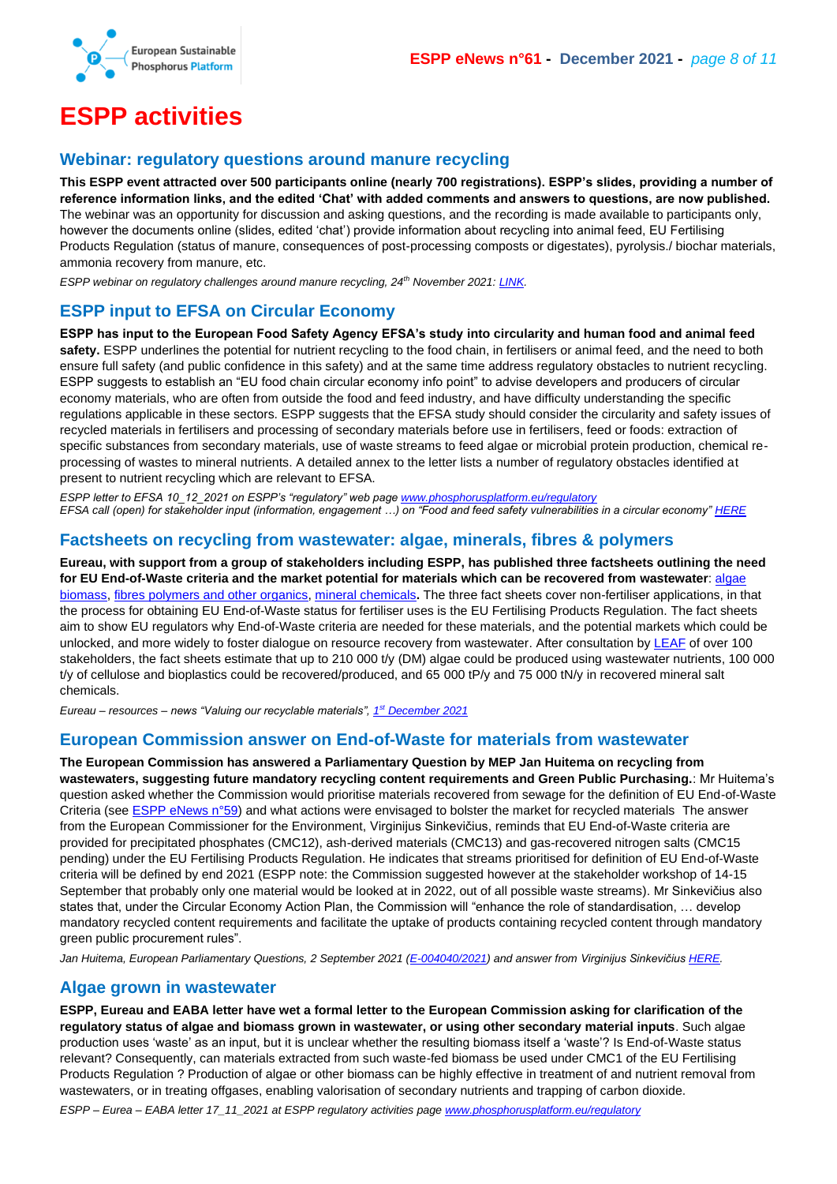# ESPP activities

## Webinar: regulatory questions around manure recycling

**This ESPP event attracted over 500 participants online (nearly 700 registrations). ESPP's slides, providing a number of reference information links, and the edited 'Chat' with added comments and answers to questions, are now published.** The webinar was an opportunity for discussion and asking questions, and the recording is made available to participants only, however the documents online (slides, edited 'chat') provide information about recycling into animal feed, EU Fertilising Products Regulation (status of manure, consequences of post-processing composts or digestates), pyrolysis./ biochar materials, ammonia recovery from manure, etc.

*ESPP webinar on regulatory challenges around manure recycling, 24th November 2021: LINK.*

## ESPP input to EFSA on Circular Economy

**ESPP has input to the European Food Safety Agency EFSA's study into circularity and human food and animal feed safety.** ESPP underlines the potential for nutrient recycling to the food chain, in fertilisers or animal feed, and the need to both ensure full safety (and public confidence in this safety) and at the same time address regulatory obstacles to nutrient recycling. ESPP suggests to establish an "EU food chain circular economy info point" to advise developers and producers of circular economy materials, who are often from outside the food and feed industry, and have difficulty understanding the specific regulations applicable in these sectors. ESPP suggests that the EFSA study should consider the circularity and safety issues of recycled materials in fertilisers and processing of secondary materials before use in fertilisers, feed or foods: extraction of specific substances from secondary materials, use of waste streams to feed algae or microbial protein production, chemical re-processing of wastes to mineral nutrients. A detailed annex to the letter lists a number of regulatory obstacles identified at present to nutrient recycling which are relevant to EFSA.

*ESPP letter to EFSA 10_12_2021 on ESPP's "regulatory" web page www.phosphorusplatform.eu/regulatory*
*EFSA call (open) for stakeholder input (information, engagement …) on "Food and feed safety vulnerabilities in a circular economy" HERE*

## Factsheets on recycling from wastewater: algae, minerals, fibres & polymers

**Eureau, with support from a group of stakeholders including ESPP, has published three factsheets outlining the need for EU End-of-Waste criteria and the market potential for materials which can be recovered from wastewater**: algae biomass, fibres polymers and other organics, mineral chemicals**.** The three fact sheets cover non-fertiliser applications, in that the process for obtaining EU End-of-Waste status for fertiliser uses is the EU Fertilising Products Regulation. The fact sheets aim to show EU regulators why End-of-Waste criteria are needed for these materials, and the potential markets which could be unlocked, and more widely to foster dialogue on resource recovery from wastewater. After consultation by LEAF of over 100 stakeholders, the fact sheets estimate that up to 210 000 t/y (DM) algae could be produced using wastewater nutrients, 100 000 t/y of cellulose and bioplastics could be recovered/produced, and 65 000 tP/y and 75 000 tN/y in recovered mineral salt chemicals.

*Eureau – resources – news "Valuing our recyclable materials", 1st December 2021*

## European Commission answer on End-of-Waste for materials from wastewater

**The European Commission has answered a Parliamentary Question by MEP Jan Huitema on recycling from wastewaters, suggesting future mandatory recycling content requirements and Green Public Purchasing.**: Mr Huitema's question asked whether the Commission would prioritise materials recovered from sewage for the definition of EU End-of-Waste Criteria (see ESPP eNews n°59) and what actions were envisaged to bolster the market for recycled materials The answer from the European Commissioner for the Environment, Virginijus Sinkevičius, reminds that EU End-of-Waste criteria are provided for precipitated phosphates (CMC12), ash-derived materials (CMC13) and gas-recovered nitrogen salts (CMC15 pending) under the EU Fertilising Products Regulation. He indicates that streams prioritised for definition of EU End-of-Waste criteria will be defined by end 2021 (ESPP note: the Commission suggested however at the stakeholder workshop of 14-15 September that probably only one material would be looked at in 2022, out of all possible waste streams). Mr Sinkevičius also states that, under the Circular Economy Action Plan, the Commission will "enhance the role of standardisation, … develop mandatory recycled content requirements and facilitate the uptake of products containing recycled content through mandatory green public procurement rules".

*Jan Huitema, European Parliamentary Questions, 2 September 2021 (E-004040/2021) and answer from Virginijus Sinkevičius HERE.*

## Algae grown in wastewater

**ESPP, Eureau and EABA letter have wet a formal letter to the European Commission asking for clarification of the regulatory status of algae and biomass grown in wastewater, or using other secondary material inputs**. Such algae production uses 'waste' as an input, but it is unclear whether the resulting biomass itself a 'waste'? Is End-of-Waste status relevant? Consequently, can materials extracted from such waste-fed biomass be used under CMC1 of the EU Fertilising Products Regulation ? Production of algae or other biomass can be highly effective in treatment of and nutrient removal from wastewaters, or in treating offgases, enabling valorisation of secondary nutrients and trapping of carbon dioxide.

*ESPP – Eurea – EABA letter 17_11_2021 at ESPP regulatory activities page www.phosphorusplatform.eu/regulatory*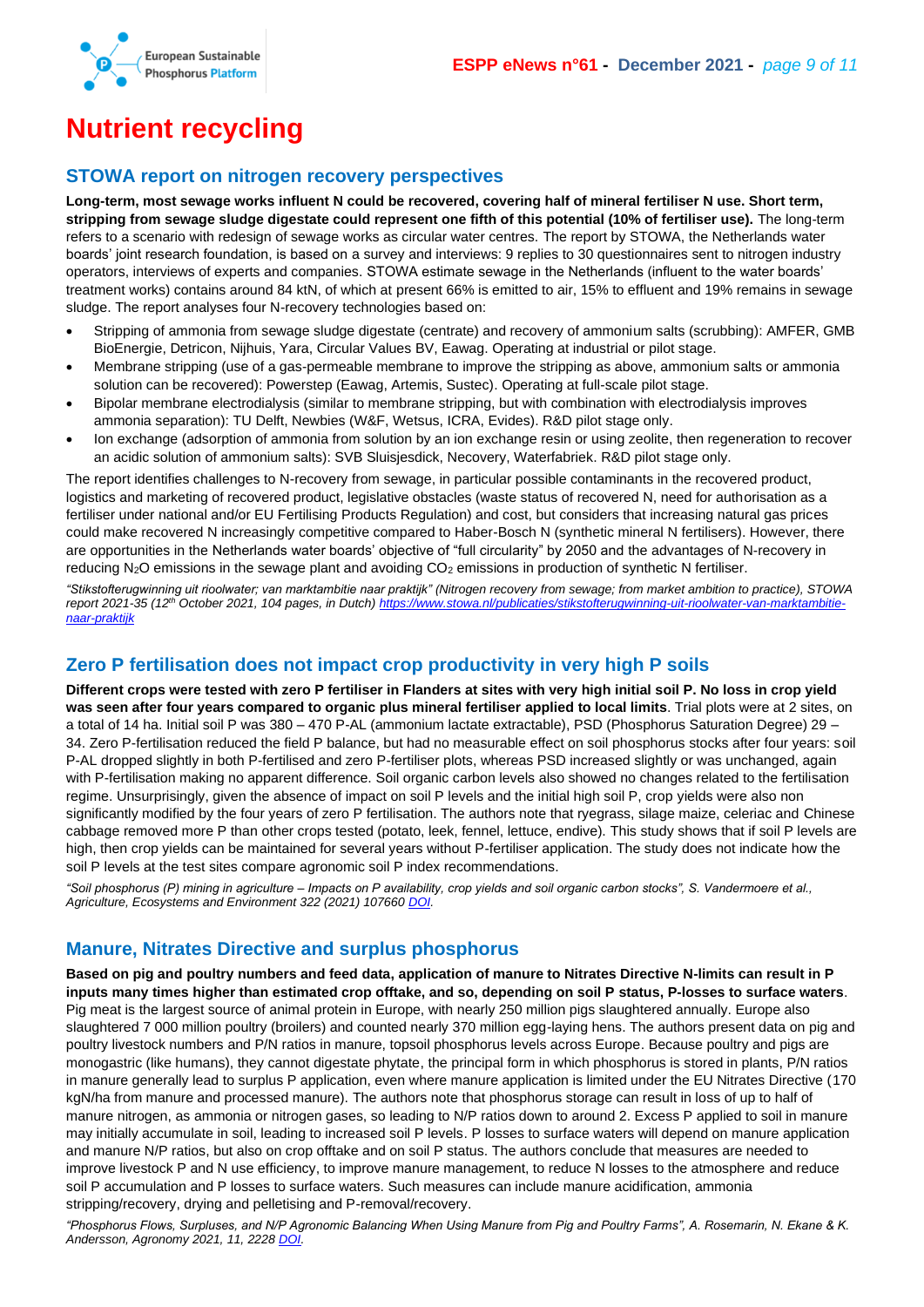# Nutrient recycling

## STOWA report on nitrogen recovery perspectives

**Long-term, most sewage works influent N could be recovered, covering half of mineral fertiliser N use. Short term, stripping from sewage sludge digestate could represent one fifth of this potential (10% of fertiliser use).** The long-term refers to a scenario with redesign of sewage works as circular water centres. The report by STOWA, the Netherlands water boards' joint research foundation, is based on a survey and interviews: 9 replies to 30 questionnaires sent to nitrogen industry operators, interviews of experts and companies. STOWA estimate sewage in the Netherlands (influent to the water boards' treatment works) contains around 84 ktN, of which at present 66% is emitted to air, 15% to effluent and 19% remains in sewage sludge. The report analyses four N-recovery technologies based on:

- Stripping of ammonia from sewage sludge digestate (centrate) and recovery of ammonium salts (scrubbing): AMFER, GMB BioEnergie, Detricon, Nijhuis, Yara, Circular Values BV, Eawag. Operating at industrial or pilot stage.
- Membrane stripping (use of a gas-permeable membrane to improve the stripping as above, ammonium salts or ammonia solution can be recovered): Powerstep (Eawag, Artemis, Sustec). Operating at full-scale pilot stage.
- Bipolar membrane electrodialysis (similar to membrane stripping, but with combination with electrodialysis improves ammonia separation): TU Delft, Newbies (W&F, Wetsus, ICRA, Evides). R&D pilot stage only.
- Ion exchange (adsorption of ammonia from solution by an ion exchange resin or using zeolite, then regeneration to recover an acidic solution of ammonium salts): SVB Sluisjesdick, Necovery, Waterfabriek. R&D pilot stage only.

The report identifies challenges to N-recovery from sewage, in particular possible contaminants in the recovered product, logistics and marketing of recovered product, legislative obstacles (waste status of recovered N, need for authorisation as a fertiliser under national and/or EU Fertilising Products Regulation) and cost, but considers that increasing natural gas prices could make recovered N increasingly competitive compared to Haber-Bosch N (synthetic mineral N fertilisers). However, there are opportunities in the Netherlands water boards' objective of "full circularity" by 2050 and the advantages of N-recovery in reducing $N_2O$ emissions in the sewage plant and avoiding $CO_2$ emissions in production of synthetic N fertiliser.

*"Stikstofterugwinning uit rioolwater; van marktambitie naar praktijk" (Nitrogen recovery from sewage; from market ambition to practice), STOWA report 2021-35 (12th October 2021, 104 pages, in Dutch) https://www.stowa.nl/publicaties/stikstofterugwinning-uit-rioolwater-van-marktambitie-naar-praktijk*

## Zero P fertilisation does not impact crop productivity in very high P soils

**Different crops were tested with zero P fertiliser in Flanders at sites with very high initial soil P. No loss in crop yield was seen after four years compared to organic plus mineral fertiliser applied to local limits**. Trial plots were at 2 sites, on a total of 14 ha. Initial soil P was 380 – 470 P-AL (ammonium lactate extractable), PSD (Phosphorus Saturation Degree) 29 – 34. Zero P-fertilisation reduced the field P balance, but had no measurable effect on soil phosphorus stocks after four years: soil P-AL dropped slightly in both P-fertilised and zero P-fertiliser plots, whereas PSD increased slightly or was unchanged, again with P-fertilisation making no apparent difference. Soil organic carbon levels also showed no changes related to the fertilisation regime. Unsurprisingly, given the absence of impact on soil P levels and the initial high soil P, crop yields were also non significantly modified by the four years of zero P fertilisation. The authors note that ryegrass, silage maize, celeriac and Chinese cabbage removed more P than other crops tested (potato, leek, fennel, lettuce, endive). This study shows that if soil P levels are high, then crop yields can be maintained for several years without P-fertiliser application. The study does not indicate how the soil P levels at the test sites compare agronomic soil P index recommendations.

*"Soil phosphorus (P) mining in agriculture – Impacts on P availability, crop yields and soil organic carbon stocks", S. Vandermoere et al., Agriculture, Ecosystems and Environment 322 (2021) 107660 DOI.*

## Manure, Nitrates Directive and surplus phosphorus

**Based on pig and poultry numbers and feed data, application of manure to Nitrates Directive N-limits can result in P inputs many times higher than estimated crop offtake, and so, depending on soil P status, P-losses to surface waters**. Pig meat is the largest source of animal protein in Europe, with nearly 250 million pigs slaughtered annually. Europe also slaughtered 7 000 million poultry (broilers) and counted nearly 370 million egg-laying hens. The authors present data on pig and poultry livestock numbers and P/N ratios in manure, topsoil phosphorus levels across Europe. Because poultry and pigs are monogastric (like humans), they cannot digestate phytate, the principal form in which phosphorus is stored in plants, P/N ratios in manure generally lead to surplus P application, even where manure application is limited under the EU Nitrates Directive (170 kgN/ha from manure and processed manure). The authors note that phosphorus storage can result in loss of up to half of manure nitrogen, as ammonia or nitrogen gases, so leading to N/P ratios down to around 2. Excess P applied to soil in manure may initially accumulate in soil, leading to increased soil P levels. P losses to surface waters will depend on manure application and manure N/P ratios, but also on crop offtake and on soil P status. The authors conclude that measures are needed to improve livestock P and N use efficiency, to improve manure management, to reduce N losses to the atmosphere and reduce soil P accumulation and P losses to surface waters. Such measures can include manure acidification, ammonia stripping/recovery, drying and pelletising and P-removal/recovery.

*"Phosphorus Flows, Surpluses, and N/P Agronomic Balancing When Using Manure from Pig and Poultry Farms", A. Rosemarin, N. Ekane & K. Andersson, Agronomy 2021, 11, 2228 DOI.*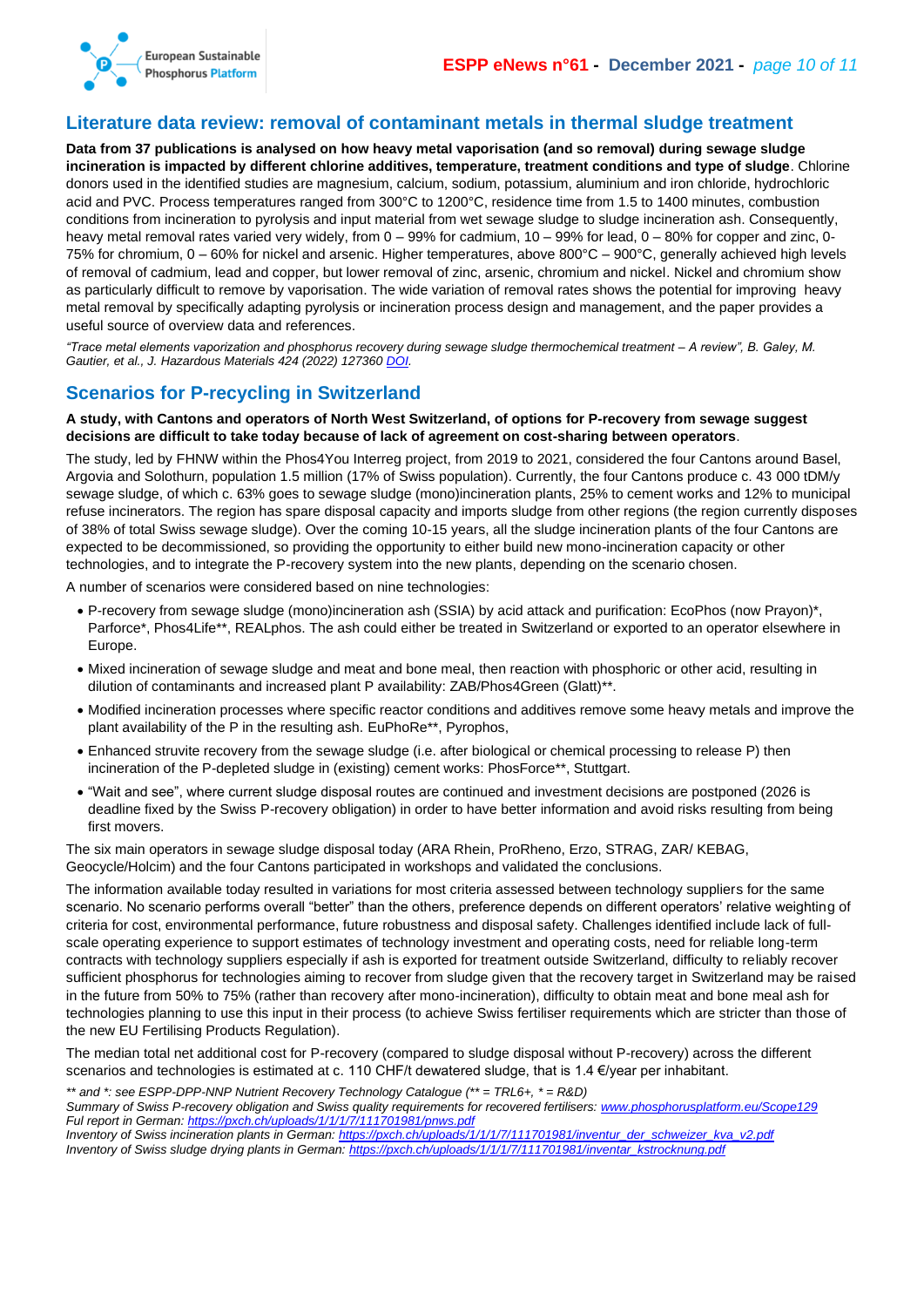## Literature data review: removal of contaminant metals in thermal sludge treatment

**Data from 37 publications is analysed on how heavy metal vaporisation (and so removal) during sewage sludge incineration is impacted by different chlorine additives, temperature, treatment conditions and type of sludge**. Chlorine donors used in the identified studies are magnesium, calcium, sodium, potassium, aluminium and iron chloride, hydrochloric acid and PVC. Process temperatures ranged from 300°C to 1200°C, residence time from 1.5 to 1400 minutes, combustion conditions from incineration to pyrolysis and input material from wet sewage sludge to sludge incineration ash. Consequently, heavy metal removal rates varied very widely, from 0 – 99% for cadmium, 10 – 99% for lead, 0 – 80% for copper and zinc, 0-75% for chromium, 0 – 60% for nickel and arsenic. Higher temperatures, above 800°C – 900°C, generally achieved high levels of removal of cadmium, lead and copper, but lower removal of zinc, arsenic, chromium and nickel. Nickel and chromium show as particularly difficult to remove by vaporisation. The wide variation of removal rates shows the potential for improving heavy metal removal by specifically adapting pyrolysis or incineration process design and management, and the paper provides a useful source of overview data and references.

*"Trace metal elements vaporization and phosphorus recovery during sewage sludge thermochemical treatment – A review", B. Galey, M. Gautier, et al., J. Hazardous Materials 424 (2022) 127360 DOI.*

## Scenarios for P-recycling in Switzerland

**A study, with Cantons and operators of North West Switzerland, of options for P-recovery from sewage suggest decisions are difficult to take today because of lack of agreement on cost-sharing between operators**.

The study, led by FHNW within the Phos4You Interreg project, from 2019 to 2021, considered the four Cantons around Basel, Argovia and Solothurn, population 1.5 million (17% of Swiss population). Currently, the four Cantons produce c. 43 000 tDM/y sewage sludge, of which c. 63% goes to sewage sludge (mono)incineration plants, 25% to cement works and 12% to municipal refuse incinerators. The region has spare disposal capacity and imports sludge from other regions (the region currently disposes of 38% of total Swiss sewage sludge). Over the coming 10-15 years, all the sludge incineration plants of the four Cantons are expected to be decommissioned, so providing the opportunity to either build new mono-incineration capacity or other technologies, and to integrate the P-recovery system into the new plants, depending on the scenario chosen.

A number of scenarios were considered based on nine technologies:

- P-recovery from sewage sludge (mono)incineration ash (SSIA) by acid attack and purification: EcoPhos (now Prayon)*, Parforce*, Phos4Life**, REALphos. The ash could either be treated in Switzerland or exported to an operator elsewhere in Europe.
- Mixed incineration of sewage sludge and meat and bone meal, then reaction with phosphoric or other acid, resulting in dilution of contaminants and increased plant P availability: ZAB/Phos4Green (Glatt)**.
- Modified incineration processes where specific reactor conditions and additives remove some heavy metals and improve the plant availability of the P in the resulting ash. EuPhoRe**, Pyrophos,
- Enhanced struvite recovery from the sewage sludge (i.e. after biological or chemical processing to release P) then incineration of the P-depleted sludge in (existing) cement works: PhosForce**, Stuttgart.
- "Wait and see", where current sludge disposal routes are continued and investment decisions are postponed (2026 is deadline fixed by the Swiss P-recovery obligation) in order to have better information and avoid risks resulting from being first movers.

The six main operators in sewage sludge disposal today (ARA Rhein, ProRheno, Erzo, STRAG, ZAR/ KEBAG, Geocycle/Holcim) and the four Cantons participated in workshops and validated the conclusions.

The information available today resulted in variations for most criteria assessed between technology suppliers for the same scenario. No scenario performs overall "better" than the others, preference depends on different operators' relative weighting of criteria for cost, environmental performance, future robustness and disposal safety. Challenges identified include lack of full-scale operating experience to support estimates of technology investment and operating costs, need for reliable long-term contracts with technology suppliers especially if ash is exported for treatment outside Switzerland, difficulty to reliably recover sufficient phosphorus for technologies aiming to recover from sludge given that the recovery target in Switzerland may be raised in the future from 50% to 75% (rather than recovery after mono-incineration), difficulty to obtain meat and bone meal ash for technologies planning to use this input in their process (to achieve Swiss fertiliser requirements which are stricter than those of the new EU Fertilising Products Regulation).

The median total net additional cost for P-recovery (compared to sludge disposal without P-recovery) across the different scenarios and technologies is estimated at c. 110 CHF/t dewatered sludge, that is 1.4 €/year per inhabitant.

*** and *: see ESPP-DPP-NNP Nutrient Recovery Technology Catalogue (** = TRL6+, * = R&D)*
*Summary of Swiss P-recovery obligation and Swiss quality requirements for recovered fertilisers: www.phosphorusplatform.eu/Scope129*
*Ful report in German: https://pxch.ch/uploads/1/1/1/7/111701981/pnws.pdf*
*Inventory of Swiss incineration plants in German: https://pxch.ch/uploads/1/1/1/7/111701981/inventur_der_schweizer_kva_v2.pdf*
*Inventory of Swiss sludge drying plants in German: https://pxch.ch/uploads/1/1/1/7/111701981/inventar_kstrocknung.pdf*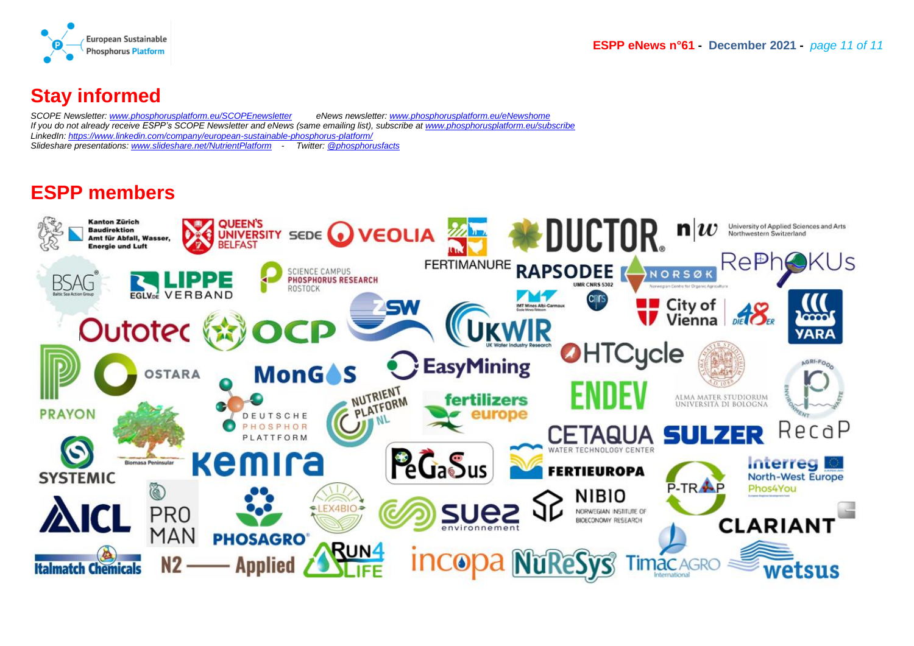## Stay informed

*SCOPE Newsletter: www.phosphorusplatform.eu/SCOPEnewsletter       eNews newsletter: www.phosphorusplatform.eu/eNewshome*
*If you do not already receive ESPP's SCOPE Newsletter and eNews (same emailing list), subscribe at www.phosphorusplatform.eu/subscribe*
*LinkedIn: https://www.linkedin.com/company/european-sustainable-phosphorus-platform/*
*Slideshare presentations: www.slideshare.net/NutrientPlatform  -  Twitter: @phosphorusfacts*

## ESPP members